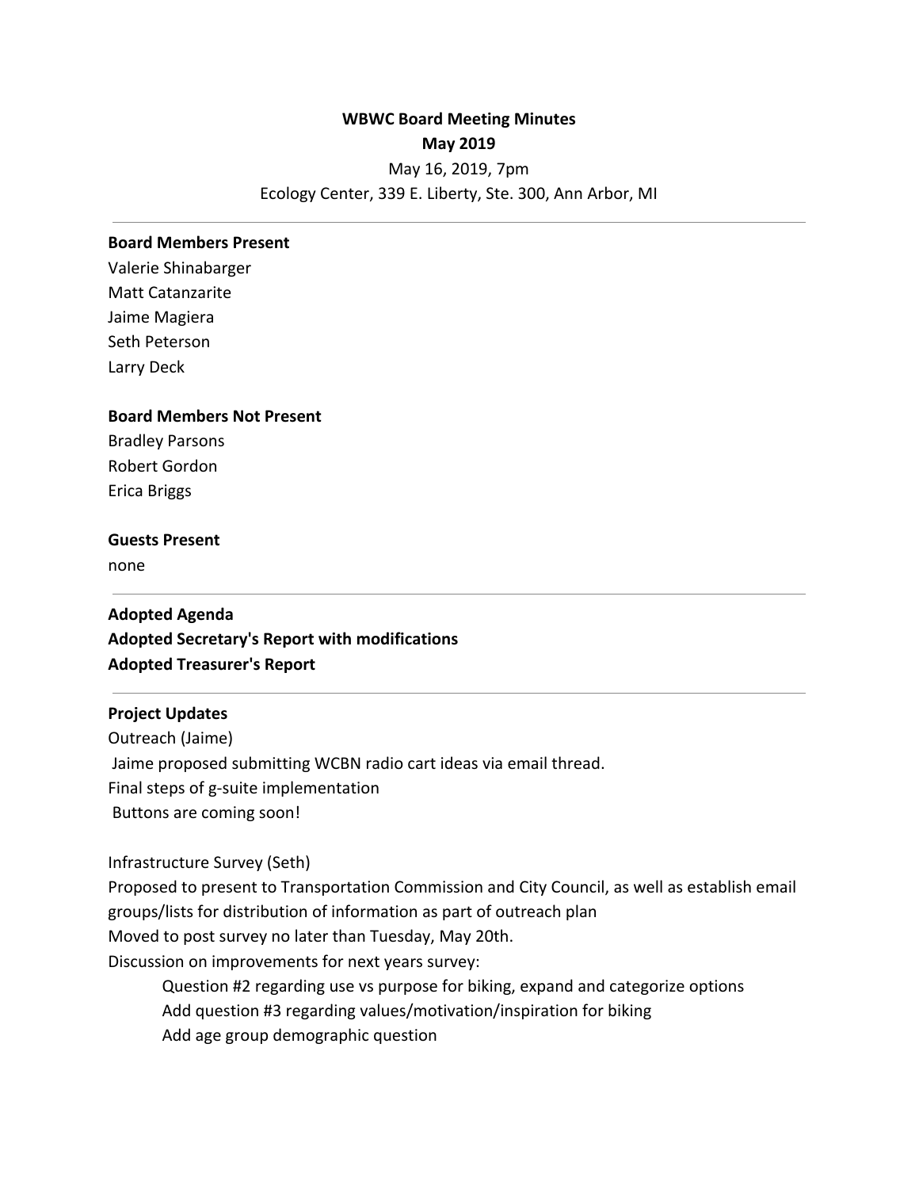**WBWC Board Meeting Minutes**
**May 2019**

May 16, 2019, 7pm
Ecology Center, 339 E. Liberty, Ste. 300, Ann Arbor, MI

---

**Board Members Present**
Valerie Shinabarger
Matt Catanzarite
Jaime Magiera
Seth Peterson
Larry Deck

**Board Members Not Present**
Bradley Parsons
Robert Gordon
Erica Briggs

**Guests Present**
none

---

**Adopted Agenda**
**Adopted Secretary's Report with modifications**
**Adopted Treasurer's Report**

---

**Project Updates**
Outreach (Jaime)
Jaime proposed submitting WCBN radio cart ideas via email thread.
Final steps of g-suite implementation
Buttons are coming soon!

Infrastructure Survey (Seth)
Proposed to present to Transportation Commission and City Council, as well as establish email groups/lists for distribution of information as part of outreach plan
Moved to post survey no later than Tuesday, May 20th.
Discussion on improvements for next years survey:

- Question #2 regarding use vs purpose for biking, expand and categorize options
- Add question #3 regarding values/motivation/inspiration for biking
- Add age group demographic question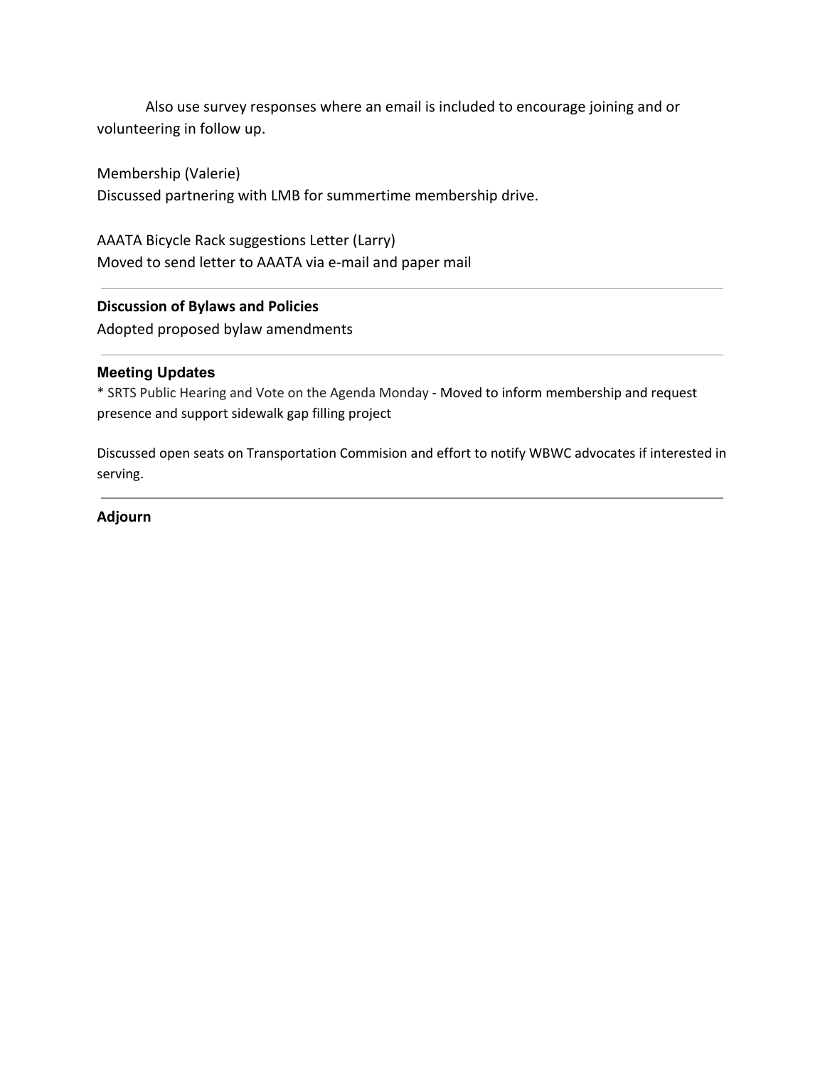Also use survey responses where an email is included to encourage joining and or volunteering in follow up.

Membership (Valerie)
Discussed partnering with LMB for summertime membership drive.

AAATA Bicycle Rack suggestions Letter (Larry)
Moved to send letter to AAATA via e-mail and paper mail

---

**Discussion of Bylaws and Policies**

Adopted proposed bylaw amendments

---

**Meeting Updates**

* SRTS Public Hearing and Vote on the Agenda Monday - Moved to inform membership and request presence and support sidewalk gap filling project

Discussed open seats on Transportation Commision and effort to notify WBWC advocates if interested in serving.

---

**Adjourn**